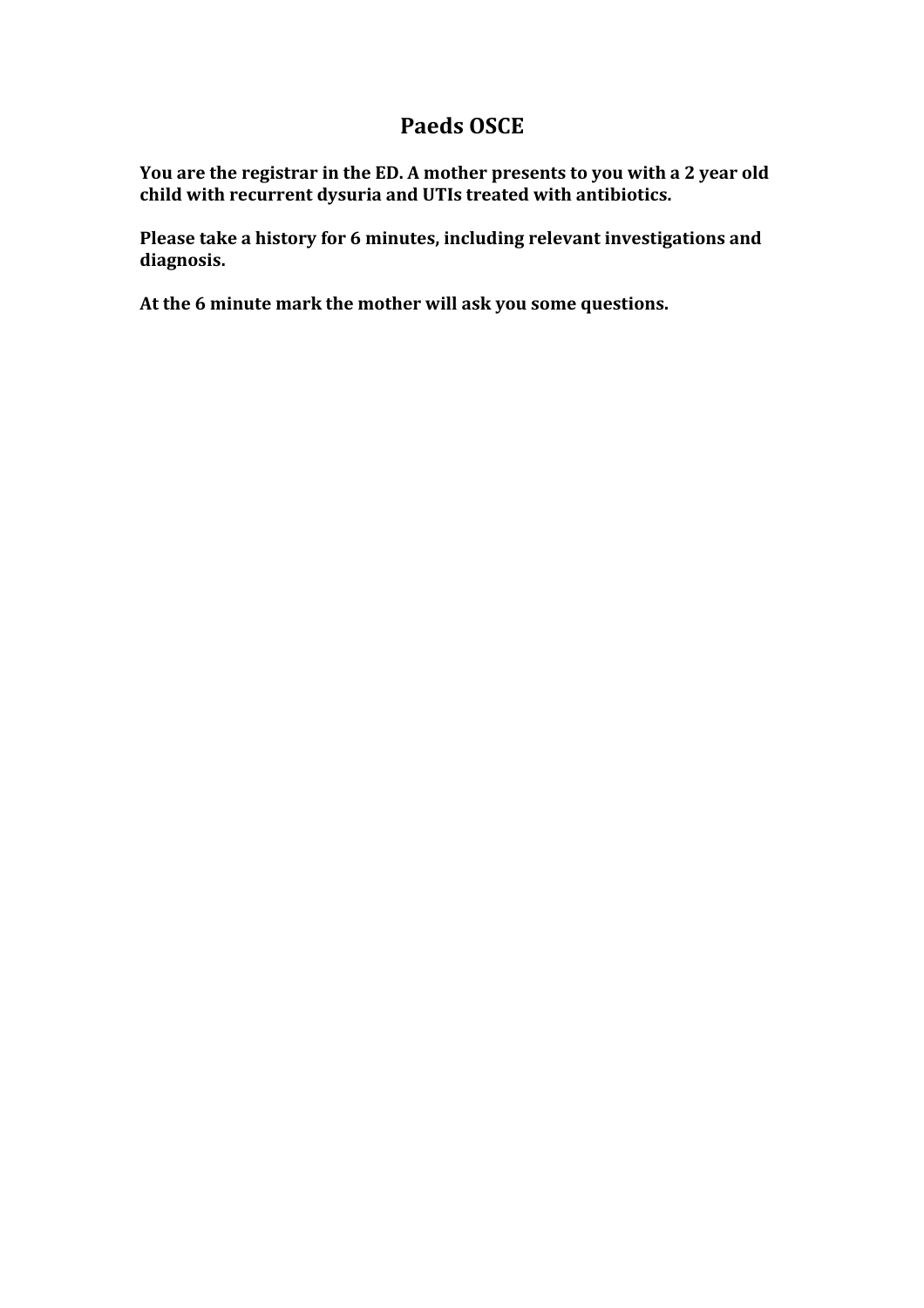# Paeds OSCE

**You are the registrar in the ED. A mother presents to you with a 2 year old child with recurrent dysuria and UTIs treated with antibiotics.**

**Please take a history for 6 minutes, including relevant investigations and diagnosis.**

**At the 6 minute mark the mother will ask you some questions.**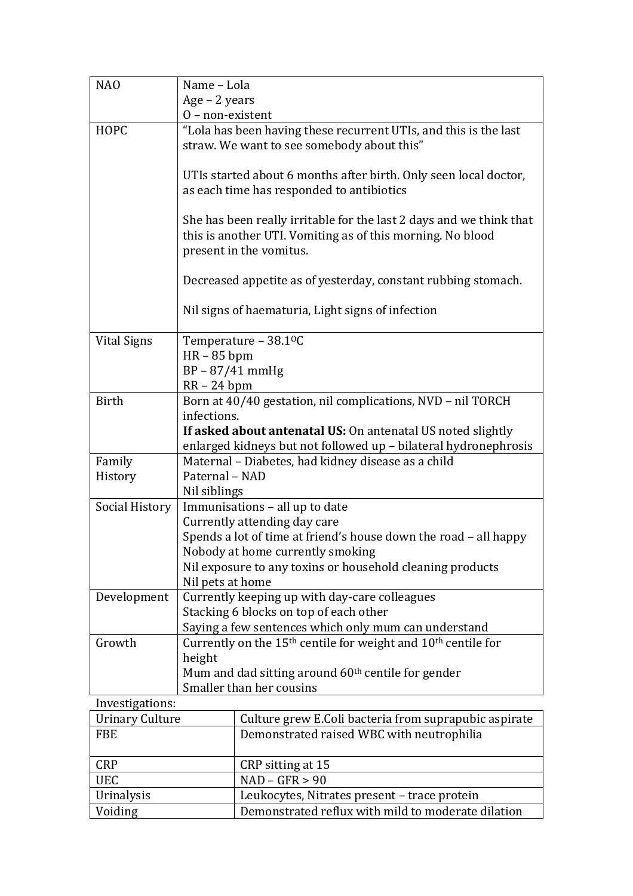| NAO | Name – Lola<br>Age – 2 years<br>O – non-existent |
|---|---|
| HOPC | "Lola has been having these recurrent UTIs, and this is the last straw. We want to see somebody about this"<br><br>UTIs started about 6 months after birth. Only seen local doctor, as each time has responded to antibiotics<br><br>She has been really irritable for the last 2 days and we think that this is another UTI. Vomiting as of this morning. No blood present in the vomitus.<br><br>Decreased appetite as of yesterday, constant rubbing stomach.<br><br>Nil signs of haematuria, Light signs of infection |
| Vital Signs | Temperature – 38.1$^{0}$C<br>HR – 85 bpm<br>BP – 87/41 mmHg<br>RR – 24 bpm |
| Birth | Born at 40/40 gestation, nil complications, NVD – nil TORCH infections.<br>**If asked about antenatal US:** On antenatal US noted slightly enlarged kidneys but not followed up – bilateral hydronephrosis |
| Family History | Maternal – Diabetes, had kidney disease as a child<br>Paternal – NAD<br>Nil siblings |
| Social History | Immunisations – all up to date<br>Currently attending day care<br>Spends a lot of time at friend's house down the road – all happy<br>Nobody at home currently smoking<br>Nil exposure to any toxins or household cleaning products<br>Nil pets at home |
| Development | Currently keeping up with day-care colleagues<br>Stacking 6 blocks on top of each other<br>Saying a few sentences which only mum can understand |
| Growth | Currently on the 15th centile for weight and 10th centile for height<br>Mum and dad sitting around 60th centile for gender<br>Smaller than her cousins |

Investigations:

| Urinary Culture | Culture grew E.Coli bacteria from suprapubic aspirate |
|---|---|
| FBE | Demonstrated raised WBC with neutrophilia |
| CRP | CRP sitting at 15 |
| UEC | NAD – GFR > 90 |
| Urinalysis | Leukocytes, Nitrates present – trace protein |
| Voiding | Demonstrated reflux with mild to moderate dilation |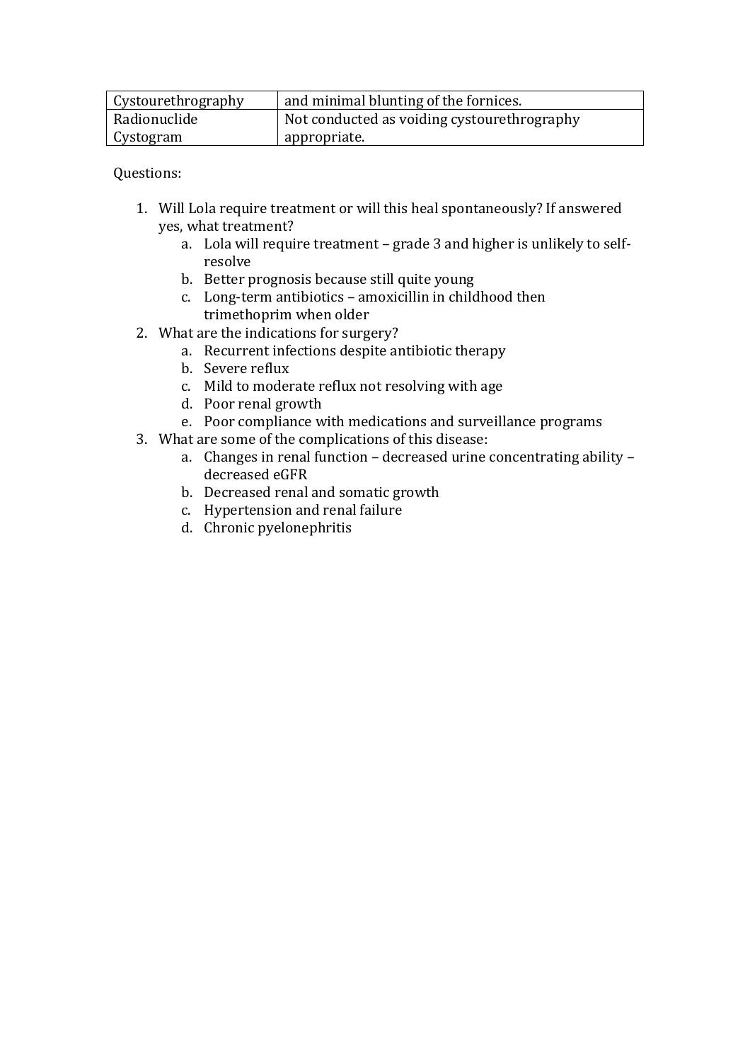| | |
|---|---|
| Cystourethrography | and minimal blunting of the fornices. |
| Radionuclide Cystogram | Not conducted as voiding cystourethrography appropriate. |

Questions:

1. Will Lola require treatment or will this heal spontaneously? If answered yes, what treatment?
   a. Lola will require treatment – grade 3 and higher is unlikely to self-resolve
   b. Better prognosis because still quite young
   c. Long-term antibiotics – amoxicillin in childhood then trimethoprim when older
2. What are the indications for surgery?
   a. Recurrent infections despite antibiotic therapy
   b. Severe reflux
   c. Mild to moderate reflux not resolving with age
   d. Poor renal growth
   e. Poor compliance with medications and surveillance programs
3. What are some of the complications of this disease:
   a. Changes in renal function – decreased urine concentrating ability – decreased eGFR
   b. Decreased renal and somatic growth
   c. Hypertension and renal failure
   d. Chronic pyelonephritis